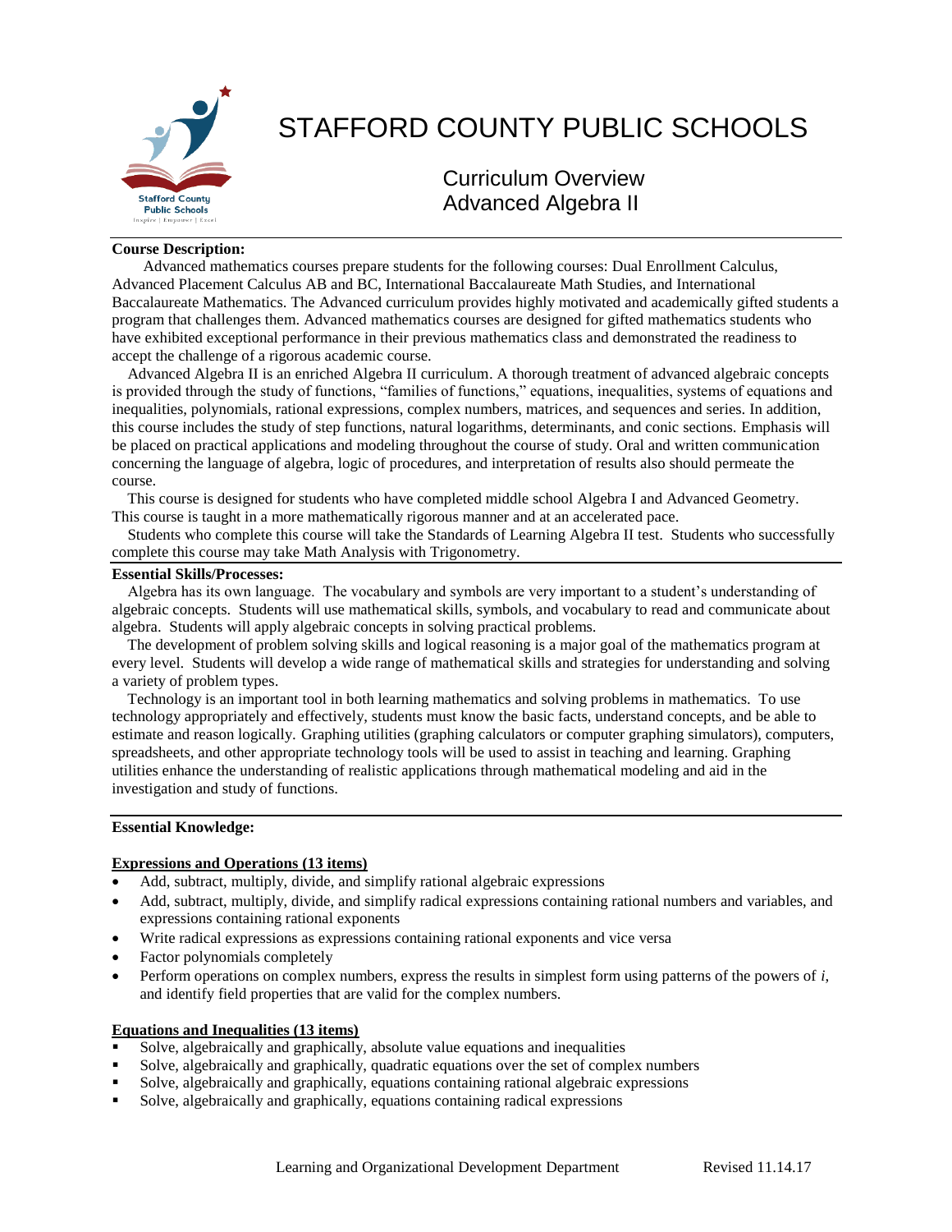// Copy page-1 text verbatim into markdown; keep header, omit footer; italicize i
# STAFFORD COUNTY PUBLIC SCHOOLS

## Curriculum Overview
## Advanced Algebra II

**Course Description:**

Advanced mathematics courses prepare students for the following courses: Dual Enrollment Calculus, Advanced Placement Calculus AB and BC, International Baccalaureate Math Studies, and International Baccalaureate Mathematics. The Advanced curriculum provides highly motivated and academically gifted students a program that challenges them. Advanced mathematics courses are designed for gifted mathematics students who have exhibited exceptional performance in their previous mathematics class and demonstrated the readiness to accept the challenge of a rigorous academic course.

Advanced Algebra II is an enriched Algebra II curriculum. A thorough treatment of advanced algebraic concepts is provided through the study of functions, "families of functions," equations, inequalities, systems of equations and inequalities, polynomials, rational expressions, complex numbers, matrices, and sequences and series. In addition, this course includes the study of step functions, natural logarithms, determinants, and conic sections. Emphasis will be placed on practical applications and modeling throughout the course of study. Oral and written communication concerning the language of algebra, logic of procedures, and interpretation of results also should permeate the course.

This course is designed for students who have completed middle school Algebra I and Advanced Geometry. This course is taught in a more mathematically rigorous manner and at an accelerated pace.

Students who complete this course will take the Standards of Learning Algebra II test. Students who successfully complete this course may take Math Analysis with Trigonometry.

**Essential Skills/Processes:**

Algebra has its own language. The vocabulary and symbols are very important to a student's understanding of algebraic concepts. Students will use mathematical skills, symbols, and vocabulary to read and communicate about algebra. Students will apply algebraic concepts in solving practical problems.

The development of problem solving skills and logical reasoning is a major goal of the mathematics program at every level. Students will develop a wide range of mathematical skills and strategies for understanding and solving a variety of problem types.

Technology is an important tool in both learning mathematics and solving problems in mathematics. To use technology appropriately and effectively, students must know the basic facts, understand concepts, and be able to estimate and reason logically. Graphing utilities (graphing calculators or computer graphing simulators), computers, spreadsheets, and other appropriate technology tools will be used to assist in teaching and learning. Graphing utilities enhance the understanding of realistic applications through mathematical modeling and aid in the investigation and study of functions.

**Essential Knowledge:**

**Expressions and Operations (13 items)**

- Add, subtract, multiply, divide, and simplify rational algebraic expressions
- Add, subtract, multiply, divide, and simplify radical expressions containing rational numbers and variables, and expressions containing rational exponents
- Write radical expressions as expressions containing rational exponents and vice versa
- Factor polynomials completely
- Perform operations on complex numbers, express the results in simplest form using patterns of the powers of *i*, and identify field properties that are valid for the complex numbers.

**Equations and Inequalities (13 items)**

- Solve, algebraically and graphically, absolute value equations and inequalities
- Solve, algebraically and graphically, quadratic equations over the set of complex numbers
- Solve, algebraically and graphically, equations containing rational algebraic expressions
- Solve, algebraically and graphically, equations containing radical expressions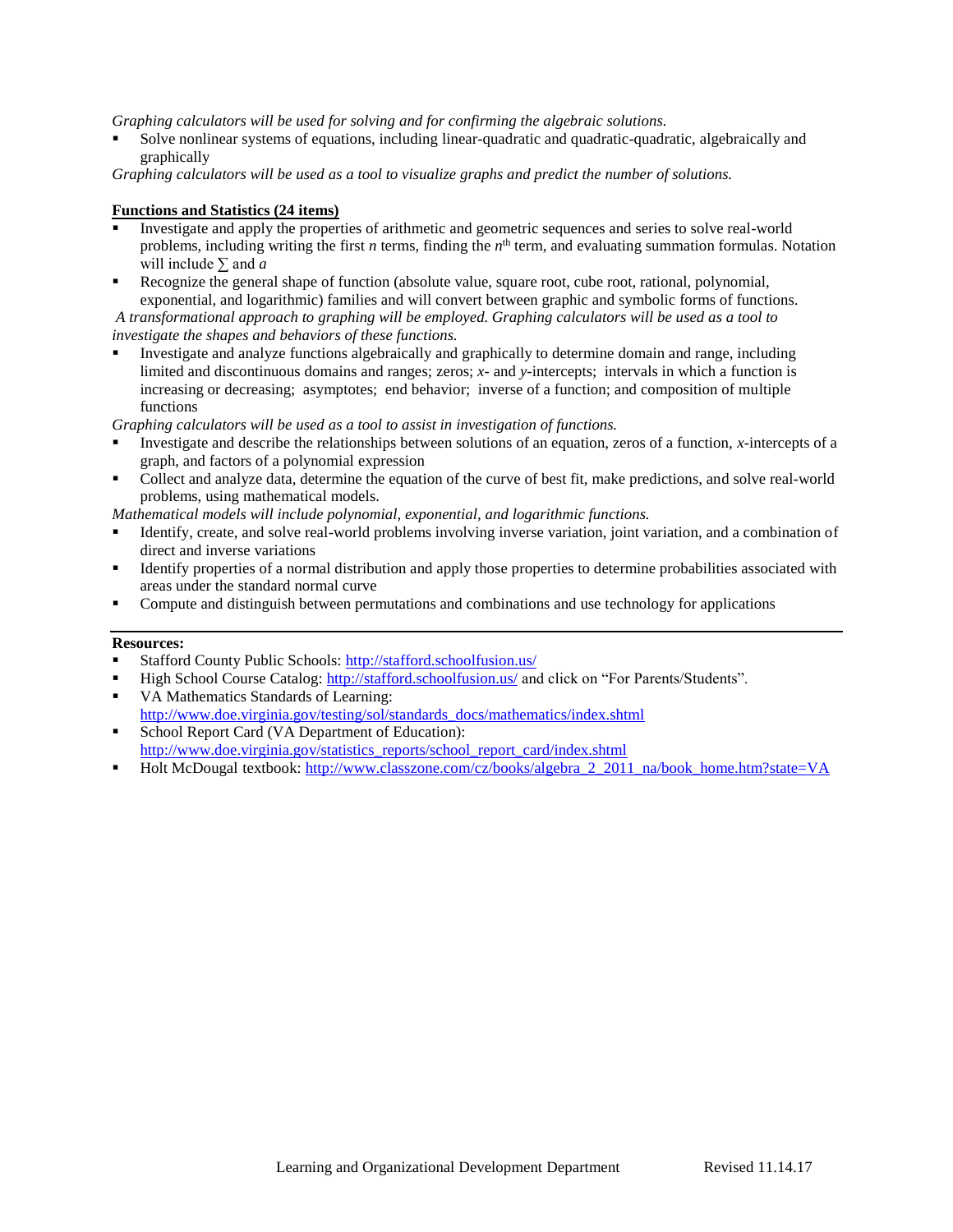*Graphing calculators will be used for solving and for confirming the algebraic solutions.*

- Solve nonlinear systems of equations, including linear-quadratic and quadratic-quadratic, algebraically and graphically

*Graphing calculators will be used as a tool to visualize graphs and predict the number of solutions.*

**Functions and Statistics (24 items)**

- Investigate and apply the properties of arithmetic and geometric sequences and series to solve real-world problems, including writing the first $n$ terms, finding the $n^{th}$ term, and evaluating summation formulas. Notation will include $\sum$ and $a$
- Recognize the general shape of function (absolute value, square root, cube root, rational, polynomial, exponential, and logarithmic) families and will convert between graphic and symbolic forms of functions.

*A transformational approach to graphing will be employed. Graphing calculators will be used as a tool to investigate the shapes and behaviors of these functions.*

- Investigate and analyze functions algebraically and graphically to determine domain and range, including limited and discontinuous domains and ranges; zeros; $x$- and $y$-intercepts; intervals in which a function is increasing or decreasing; asymptotes; end behavior; inverse of a function; and composition of multiple functions

*Graphing calculators will be used as a tool to assist in investigation of functions.*

- Investigate and describe the relationships between solutions of an equation, zeros of a function, $x$-intercepts of a graph, and factors of a polynomial expression
- Collect and analyze data, determine the equation of the curve of best fit, make predictions, and solve real-world problems, using mathematical models.

*Mathematical models will include polynomial, exponential, and logarithmic functions.*

- Identify, create, and solve real-world problems involving inverse variation, joint variation, and a combination of direct and inverse variations
- Identify properties of a normal distribution and apply those properties to determine probabilities associated with areas under the standard normal curve
- Compute and distinguish between permutations and combinations and use technology for applications

---

**Resources:**

- Stafford County Public Schools: http://stafford.schoolfusion.us/
- High School Course Catalog: http://stafford.schoolfusion.us/ and click on "For Parents/Students".
- VA Mathematics Standards of Learning: http://www.doe.virginia.gov/testing/sol/standards_docs/mathematics/index.shtml
- School Report Card (VA Department of Education): http://www.doe.virginia.gov/statistics_reports/school_report_card/index.shtml
- Holt McDougal textbook: http://www.classzone.com/cz/books/algebra_2_2011_na/book_home.htm?state=VA

Learning and Organizational Development Department Revised 11.14.17